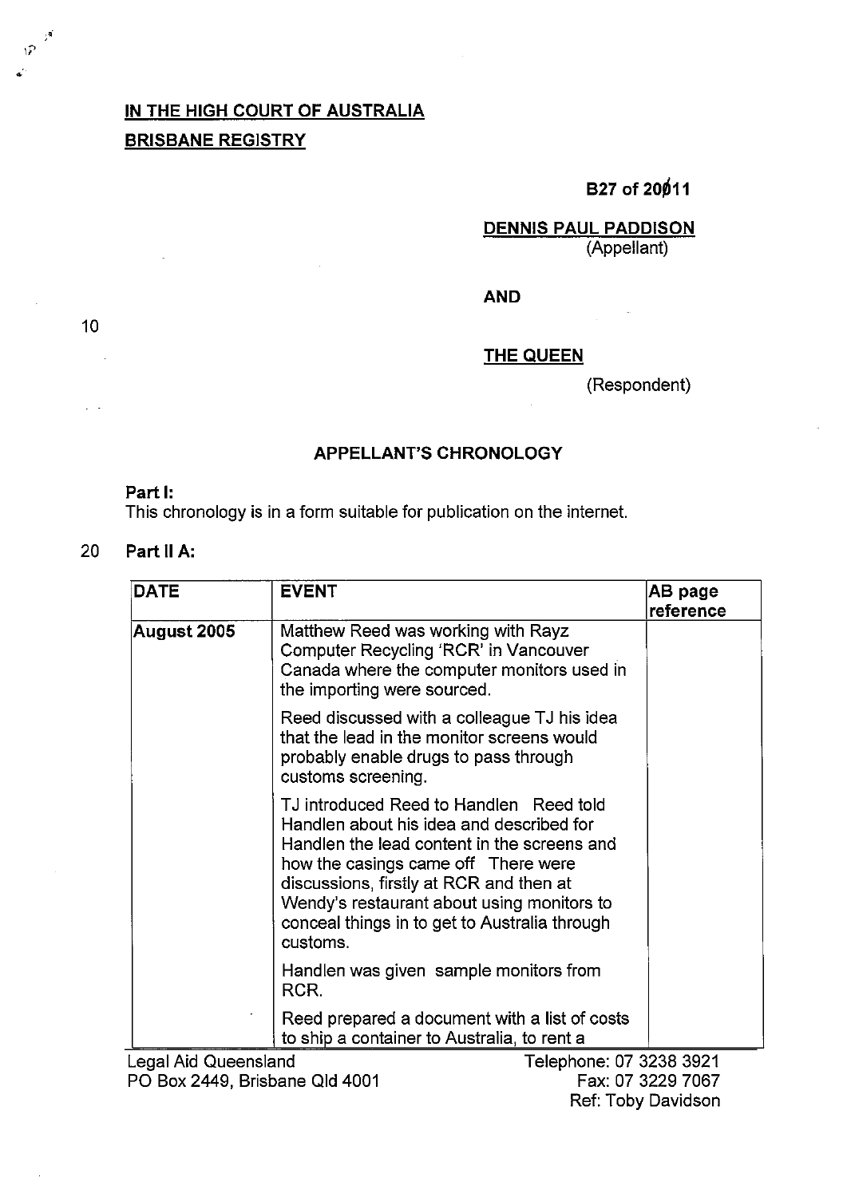**IN THE HIGH COURT OF AUSTRALIA**

**BRISBANE REGISTRY**

**B27 of 2011**

**DENNIS PAUL PADDISON**
(Appellant)

**AND**

**THE QUEEN**
(Respondent)

**APPELLANT'S CHRONOLOGY**

**Part I:**
This chronology is in a form suitable for publication on the internet.

**Part II A:**

| DATE | EVENT | AB page reference |
|---|---|---|
| **August 2005** | Matthew Reed was working with Rayz Computer Recycling 'RCR' in Vancouver Canada where the computer monitors used in the importing were sourced. | |
| | Reed discussed with a colleague TJ his idea that the lead in the monitor screens would probably enable drugs to pass through customs screening. | |
| | TJ introduced Reed to Handlen Reed told Handlen about his idea and described for Handlen the lead content in the screens and how the casings came off There were discussions, firstly at RCR and then at Wendy's restaurant about using monitors to conceal things in to get to Australia through customs. | |
| | Handlen was given sample monitors from RCR. | |
| | Reed prepared a document with a list of costs to ship a container to Australia, to rent a | |

Legal Aid Queensland
PO Box 2449, Brisbane Qld 4001

Telephone: 07 3238 3921
Fax: 07 3229 7067
Ref: Toby Davidson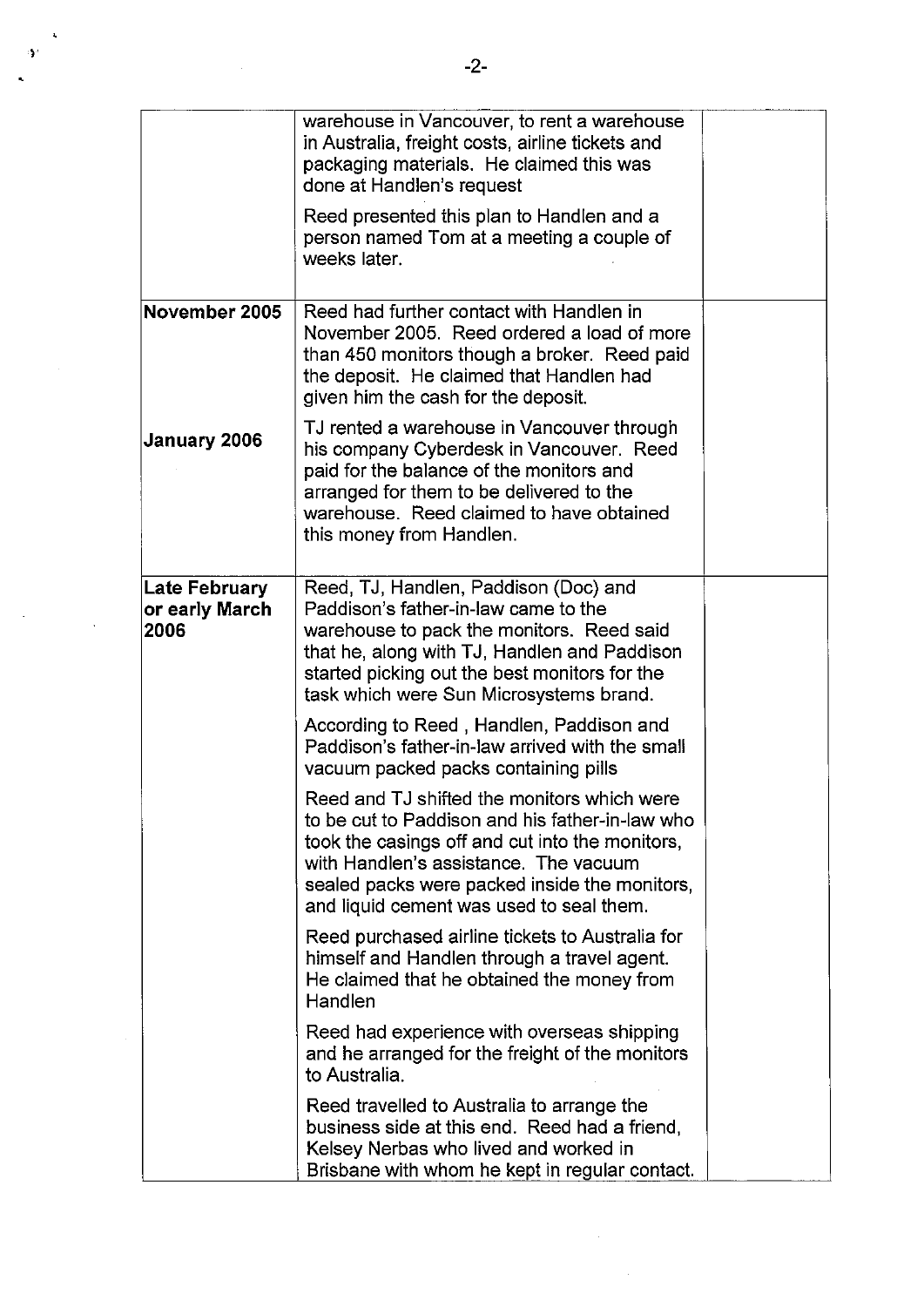| | | |
|---|---|---|
| | warehouse in Vancouver, to rent a warehouse in Australia, freight costs, airline tickets and packaging materials. He claimed this was done at Handlen's request<br><br>Reed presented this plan to Handlen and a person named Tom at a meeting a couple of weeks later. | |
| **November 2005**<br><br><br><br><br>**January 2006** | Reed had further contact with Handlen in November 2005. Reed ordered a load of more than 450 monitors though a broker. Reed paid the deposit. He claimed that Handlen had given him the cash for the deposit.<br><br>TJ rented a warehouse in Vancouver through his company Cyberdesk in Vancouver. Reed paid for the balance of the monitors and arranged for them to be delivered to the warehouse. Reed claimed to have obtained this money from Handlen. | |
| **Late February or early March 2006** | Reed, TJ, Handlen, Paddison (Doc) and Paddison's father-in-law came to the warehouse to pack the monitors. Reed said that he, along with TJ, Handlen and Paddison started picking out the best monitors for the task which were Sun Microsystems brand.<br><br>According to Reed , Handlen, Paddison and Paddison's father-in-law arrived with the small vacuum packed packs containing pills<br><br>Reed and TJ shifted the monitors which were to be cut to Paddison and his father-in-law who took the casings off and cut into the monitors, with Handlen's assistance. The vacuum sealed packs were packed inside the monitors, and liquid cement was used to seal them.<br><br>Reed purchased airline tickets to Australia for himself and Handlen through a travel agent. He claimed that he obtained the money from Handlen<br><br>Reed had experience with overseas shipping and he arranged for the freight of the monitors to Australia.<br><br>Reed travelled to Australia to arrange the business side at this end. Reed had a friend, Kelsey Nerbas who lived and worked in Brisbane with whom he kept in regular contact. | |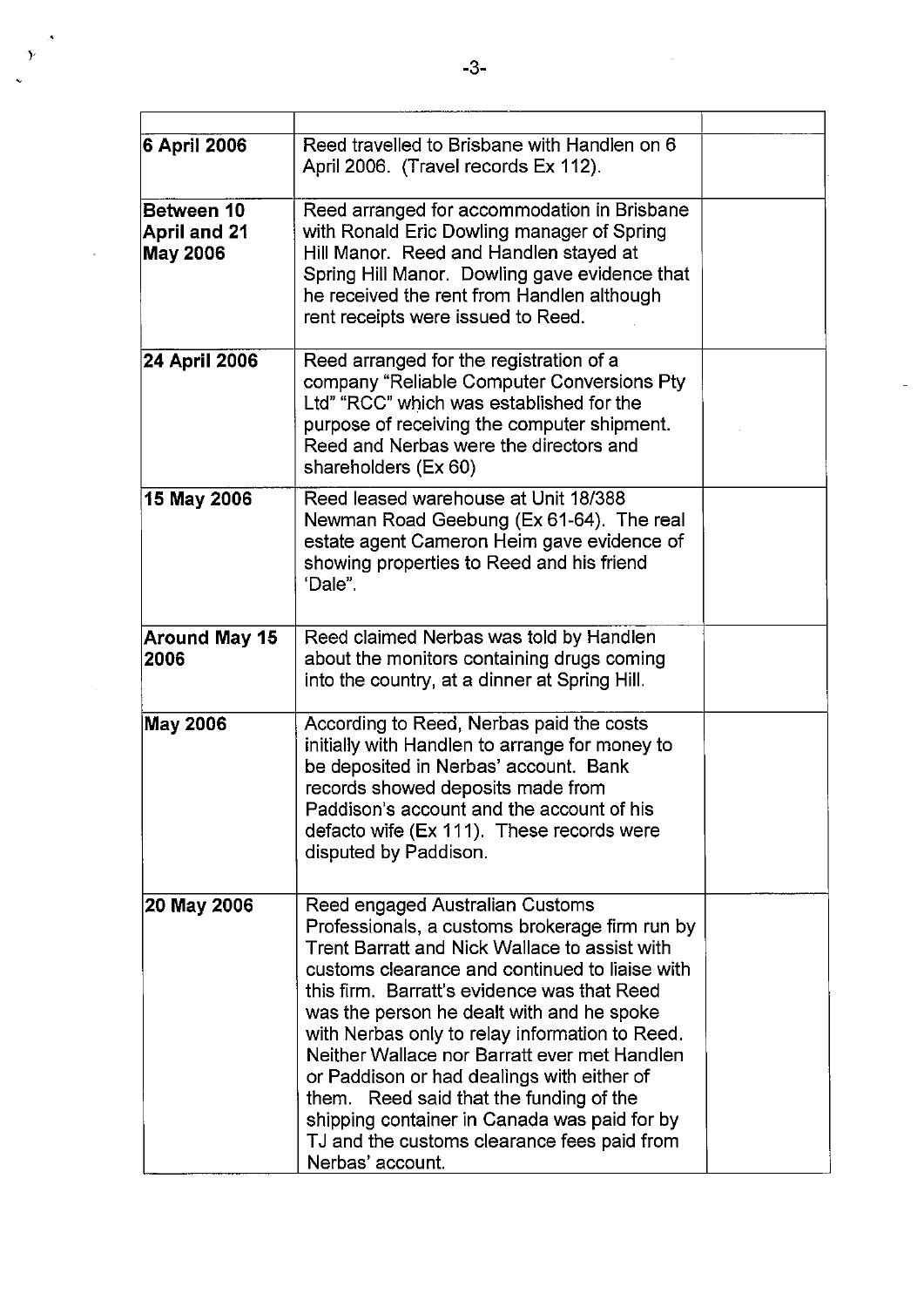| | | |
|---|---|---|
| **6 April 2006** | Reed travelled to Brisbane with Handlen on 6 April 2006. (Travel records Ex 112). | |
| **Between 10 April and 21 May 2006** | Reed arranged for accommodation in Brisbane with Ronald Eric Dowling manager of Spring Hill Manor. Reed and Handlen stayed at Spring Hill Manor. Dowling gave evidence that he received the rent from Handlen although rent receipts were issued to Reed. | |
| **24 April 2006** | Reed arranged for the registration of a company "Reliable Computer Conversions Pty Ltd" "RCC" which was established for the purpose of receiving the computer shipment. Reed and Nerbas were the directors and shareholders (Ex 60) | |
| **15 May 2006** | Reed leased warehouse at Unit 18/388 Newman Road Geebung (Ex 61-64). The real estate agent Cameron Heim gave evidence of showing properties to Reed and his friend 'Dale". | |
| **Around May 15 2006** | Reed claimed Nerbas was told by Handlen about the monitors containing drugs coming into the country, at a dinner at Spring Hill. | |
| **May 2006** | According to Reed, Nerbas paid the costs initially with Handlen to arrange for money to be deposited in Nerbas' account. Bank records showed deposits made from Paddison's account and the account of his defacto wife (Ex 111). These records were disputed by Paddison. | |
| **20 May 2006** | Reed engaged Australian Customs Professionals, a customs brokerage firm run by Trent Barratt and Nick Wallace to assist with customs clearance and continued to liaise with this firm. Barratt's evidence was that Reed was the person he dealt with and he spoke with Nerbas only to relay information to Reed. Neither Wallace nor Barratt ever met Handlen or Paddison or had dealings with either of them. Reed said that the funding of the shipping container in Canada was paid for by TJ and the customs clearance fees paid from Nerbas' account. | |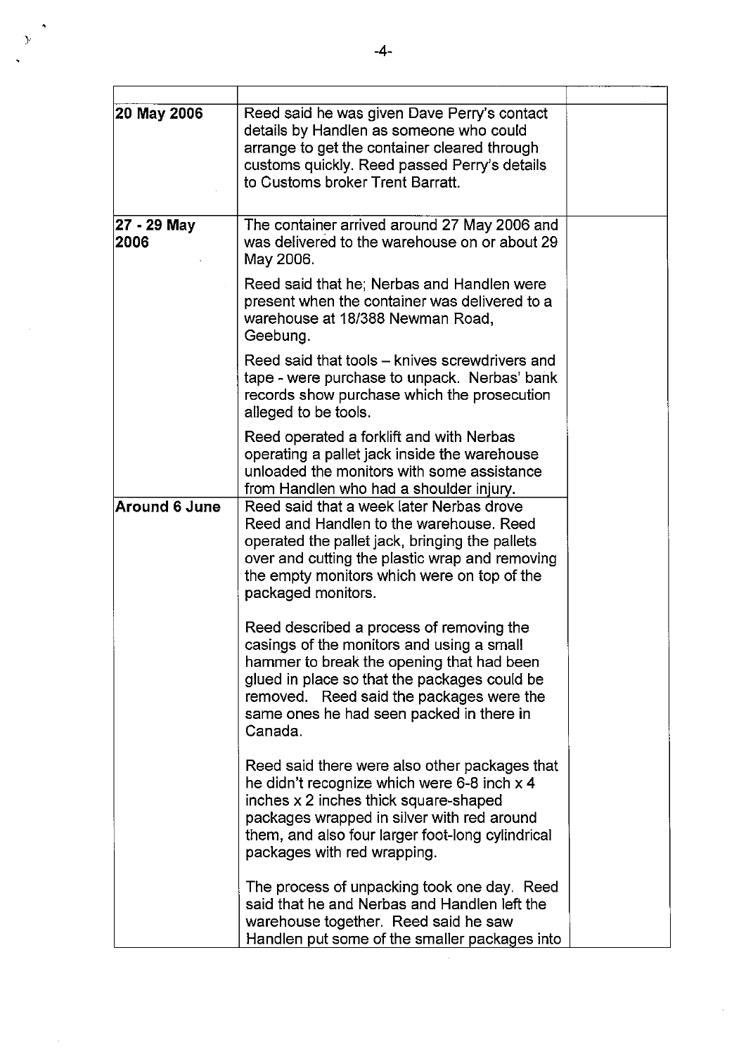| | | |
|---|---|---|
| 20 May 2006 | Reed said he was given Dave Perry's contact details by Handlen as someone who could arrange to get the container cleared through customs quickly. Reed passed Perry's details to Customs broker Trent Barratt. | |
| 27 - 29 May 2006 | The container arrived around 27 May 2006 and was delivered to the warehouse on or about 29 May 2006.<br><br>Reed said that he; Nerbas and Handlen were present when the container was delivered to a warehouse at 18/388 Newman Road, Geebung.<br><br>Reed said that tools – knives screwdrivers and tape - were purchase to unpack. Nerbas' bank records show purchase which the prosecution alleged to be tools.<br><br>Reed operated a forklift and with Nerbas operating a pallet jack inside the warehouse unloaded the monitors with some assistance from Handlen who had a shoulder injury. | |
| Around 6 June | Reed said that a week later Nerbas drove Reed and Handlen to the warehouse. Reed operated the pallet jack, bringing the pallets over and cutting the plastic wrap and removing the empty monitors which were on top of the packaged monitors.<br><br>Reed described a process of removing the casings of the monitors and using a small hammer to break the opening that had been glued in place so that the packages could be removed. Reed said the packages were the same ones he had seen packed in there in Canada.<br><br>Reed said there were also other packages that he didn't recognize which were 6-8 inch x 4 inches x 2 inches thick square-shaped packages wrapped in silver with red around them, and also four larger foot-long cylindrical packages with red wrapping.<br><br>The process of unpacking took one day. Reed said that he and Nerbas and Handlen left the warehouse together. Reed said he saw Handlen put some of the smaller packages into | |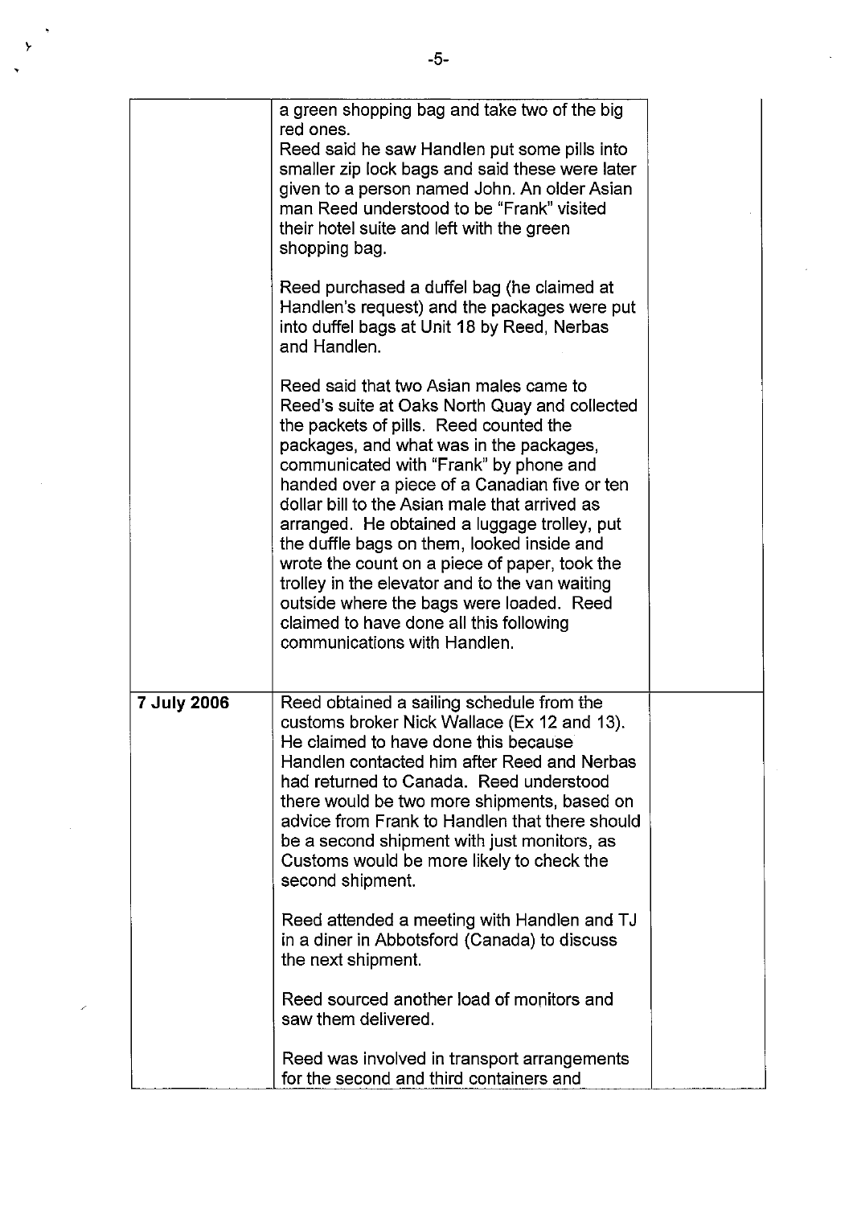| | | |
|---|---|---|
| | a green shopping bag and take two of the big red ones.<br>Reed said he saw Handlen put some pills into smaller zip lock bags and said these were later given to a person named John. An older Asian man Reed understood to be "Frank" visited their hotel suite and left with the green shopping bag.<br><br>Reed purchased a duffel bag (he claimed at Handlen's request) and the packages were put into duffel bags at Unit 18 by Reed, Nerbas and Handlen.<br><br>Reed said that two Asian males came to Reed's suite at Oaks North Quay and collected the packets of pills. Reed counted the packages, and what was in the packages, communicated with "Frank" by phone and handed over a piece of a Canadian five or ten dollar bill to the Asian male that arrived as arranged. He obtained a luggage trolley, put the duffle bags on them, looked inside and wrote the count on a piece of paper, took the trolley in the elevator and to the van waiting outside where the bags were loaded. Reed claimed to have done all this following communications with Handlen. | |
| **7 July 2006** | Reed obtained a sailing schedule from the customs broker Nick Wallace (Ex 12 and 13). He claimed to have done this because Handlen contacted him after Reed and Nerbas had returned to Canada. Reed understood there would be two more shipments, based on advice from Frank to Handlen that there should be a second shipment with just monitors, as Customs would be more likely to check the second shipment.<br><br>Reed attended a meeting with Handlen and TJ in a diner in Abbotsford (Canada) to discuss the next shipment.<br><br>Reed sourced another load of monitors and saw them delivered.<br><br>Reed was involved in transport arrangements for the second and third containers and | |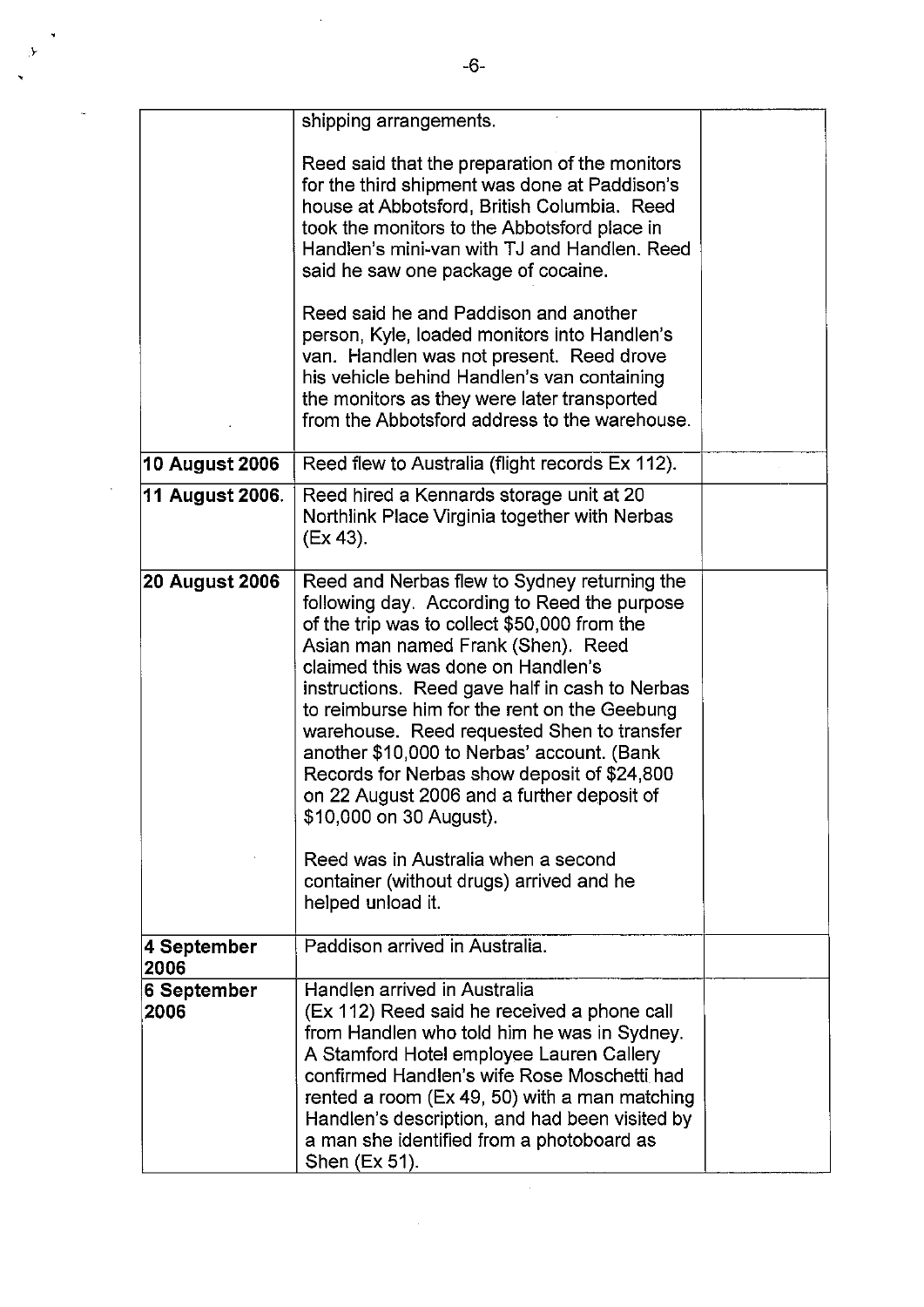| | | |
|---|---|---|
| | shipping arrangements.<br><br>Reed said that the preparation of the monitors for the third shipment was done at Paddison's house at Abbotsford, British Columbia. Reed took the monitors to the Abbotsford place in Handlen's mini-van with TJ and Handlen. Reed said he saw one package of cocaine.<br><br>Reed said he and Paddison and another person, Kyle, loaded monitors into Handlen's van. Handlen was not present. Reed drove his vehicle behind Handlen's van containing the monitors as they were later transported from the Abbotsford address to the warehouse. | |
| **10 August 2006** | Reed flew to Australia (flight records Ex 112). | |
| **11 August 2006.** | Reed hired a Kennards storage unit at 20 Northlink Place Virginia together with Nerbas (Ex 43). | |
| **20 August 2006** | Reed and Nerbas flew to Sydney returning the following day. According to Reed the purpose of the trip was to collect $50,000 from the Asian man named Frank (Shen). Reed claimed this was done on Handlen's instructions. Reed gave half in cash to Nerbas to reimburse him for the rent on the Geebung warehouse. Reed requested Shen to transfer another $10,000 to Nerbas' account. (Bank Records for Nerbas show deposit of $24,800 on 22 August 2006 and a further deposit of $10,000 on 30 August).<br><br>Reed was in Australia when a second container (without drugs) arrived and he helped unload it. | |
| **4 September 2006** | Paddison arrived in Australia. | |
| **6 September 2006** | Handlen arrived in Australia<br>(Ex 112) Reed said he received a phone call from Handlen who told him he was in Sydney. A Stamford Hotel employee Lauren Callery confirmed Handlen's wife Rose Moschetti had rented a room (Ex 49, 50) with a man matching Handlen's description, and had been visited by a man she identified from a photoboard as Shen (Ex 51). | |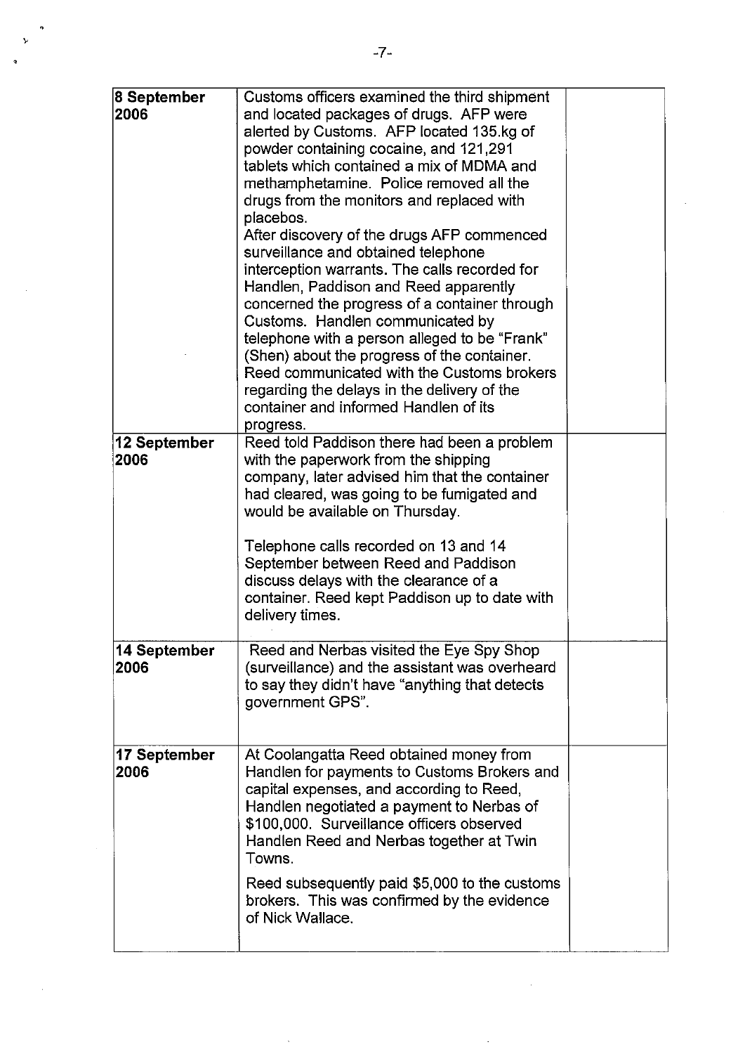| | | |
|---|---|---|
| **8 September 2006** | Customs officers examined the third shipment and located packages of drugs. AFP were alerted by Customs. AFP located 135.kg of powder containing cocaine, and 121,291 tablets which contained a mix of MDMA and methamphetamine. Police removed all the drugs from the monitors and replaced with placebos.<br>After discovery of the drugs AFP commenced surveillance and obtained telephone interception warrants. The calls recorded for Handlen, Paddison and Reed apparently concerned the progress of a container through Customs. Handlen communicated by telephone with a person alleged to be "Frank" (Shen) about the progress of the container. Reed communicated with the Customs brokers regarding the delays in the delivery of the container and informed Handlen of its progress. | |
| **12 September 2006** | Reed told Paddison there had been a problem with the paperwork from the shipping company, later advised him that the container had cleared, was going to be fumigated and would be available on Thursday.<br><br>Telephone calls recorded on 13 and 14 September between Reed and Paddison discuss delays with the clearance of a container. Reed kept Paddison up to date with delivery times. | |
| **14 September 2006** | Reed and Nerbas visited the Eye Spy Shop (surveillance) and the assistant was overheard to say they didn't have "anything that detects government GPS". | |
| **17 September 2006** | At Coolangatta Reed obtained money from Handlen for payments to Customs Brokers and capital expenses, and according to Reed, Handlen negotiated a payment to Nerbas of $100,000. Surveillance officers observed Handlen Reed and Nerbas together at Twin Towns.<br><br>Reed subsequently paid $5,000 to the customs brokers. This was confirmed by the evidence of Nick Wallace. | |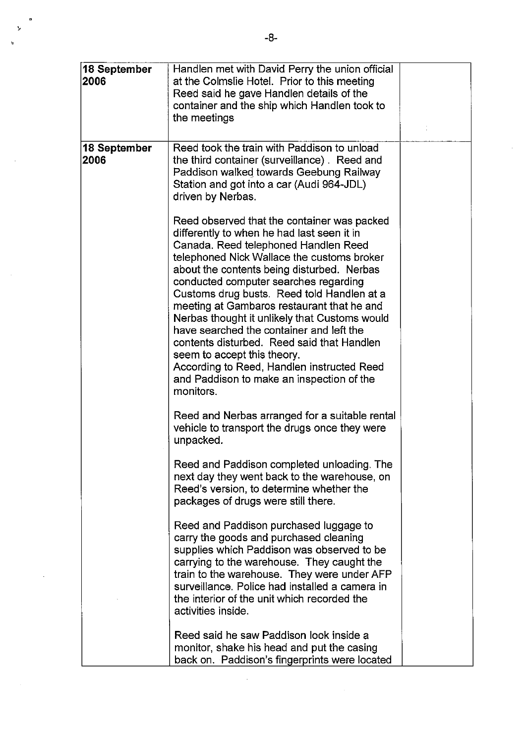| | | |
|---|---|---|
| **18 September 2006** | Handlen met with David Perry the union official at the Colmslie Hotel. Prior to this meeting Reed said he gave Handlen details of the container and the ship which Handlen took to the meetings | |
| **18 September 2006** | Reed took the train with Paddison to unload the third container (surveillance) . Reed and Paddison walked towards Geebung Railway Station and got into a car (Audi 964-JDL) driven by Nerbas.<br><br>Reed observed that the container was packed differently to when he had last seen it in Canada. Reed telephoned Handlen Reed telephoned Nick Wallace the customs broker about the contents being disturbed. Nerbas conducted computer searches regarding Customs drug busts. Reed told Handlen at a meeting at Gambaros restaurant that he and Nerbas thought it unlikely that Customs would have searched the container and left the contents disturbed. Reed said that Handlen seem to accept this theory.<br>According to Reed, Handlen instructed Reed and Paddison to make an inspection of the monitors.<br><br>Reed and Nerbas arranged for a suitable rental vehicle to transport the drugs once they were unpacked.<br><br>Reed and Paddison completed unloading. The next day they went back to the warehouse, on Reed's version, to determine whether the packages of drugs were still there.<br><br>Reed and Paddison purchased luggage to carry the goods and purchased cleaning supplies which Paddison was observed to be carrying to the warehouse. They caught the train to the warehouse. They were under AFP surveillance. Police had installed a camera in the interior of the unit which recorded the activities inside.<br><br>Reed said he saw Paddison look inside a monitor, shake his head and put the casing back on. Paddison's fingerprints were located | |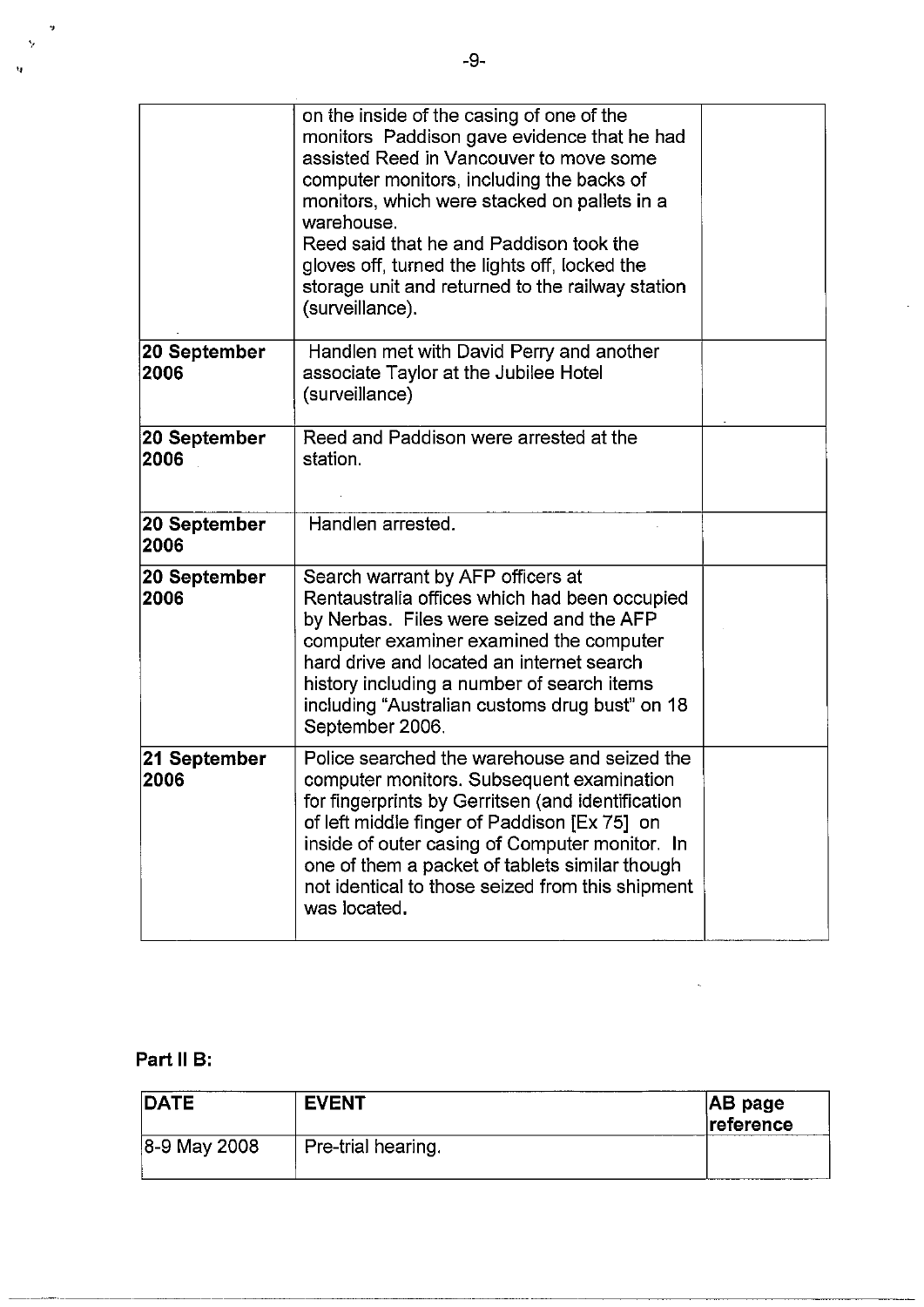|  | on the inside of the casing of one of the monitors Paddison gave evidence that he had assisted Reed in Vancouver to move some computer monitors, including the backs of monitors, which were stacked on pallets in a warehouse.<br>Reed said that he and Paddison took the gloves off, turned the lights off, locked the storage unit and returned to the railway station (surveillance). |  |
|---|---|---|
| **20 September 2006** | Handlen met with David Perry and another associate Taylor at the Jubilee Hotel (surveillance) |  |
| **20 September 2006** | Reed and Paddison were arrested at the station. |  |
| **20 September 2006** | Handlen arrested. |  |
| **20 September 2006** | Search warrant by AFP officers at Rentaustralia offices which had been occupied by Nerbas. Files were seized and the AFP computer examiner examined the computer hard drive and located an internet search history including a number of search items including "Australian customs drug bust" on 18 September 2006. |  |
| **21 September 2006** | Police searched the warehouse and seized the computer monitors. Subsequent examination for fingerprints by Gerritsen (and identification of left middle finger of Paddison [Ex 75] on inside of outer casing of Computer monitor. In one of them a packet of tablets similar though not identical to those seized from this shipment was located. |  |

**Part II B:**

| DATE | EVENT | AB page reference |
|---|---|---|
| 8-9 May 2008 | Pre-trial hearing. |  |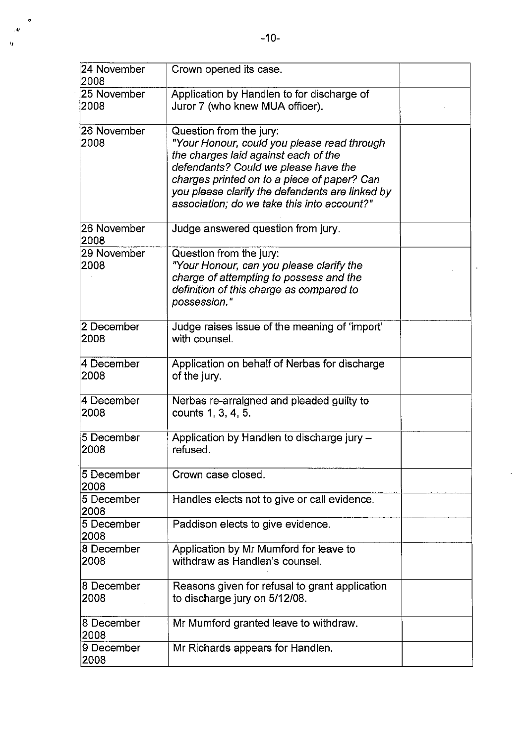| | | |
|---|---|---|
| 24 November 2008 | Crown opened its case. | |
| 25 November 2008 | Application by Handlen to for discharge of Juror 7 (who knew MUA officer). | |
| 26 November 2008 | Question from the jury: *"Your Honour, could you please read through the charges laid against each of the defendants? Could we please have the charges printed on to a piece of paper? Can you please clarify the defendants are linked by association; do we take this into account?"* | |
| 26 November 2008 | Judge answered question from jury. | |
| 29 November 2008 | Question from the jury: *"Your Honour, can you please clarify the charge of attempting to possess and the definition of this charge as compared to possession."* | |
| 2 December 2008 | Judge raises issue of the meaning of 'import' with counsel. | |
| 4 December 2008 | Application on behalf of Nerbas for discharge of the jury. | |
| 4 December 2008 | Nerbas re-arraigned and pleaded guilty to counts 1, 3, 4, 5. | |
| 5 December 2008 | Application by Handlen to discharge jury – refused. | |
| 5 December 2008 | Crown case closed. | |
| 5 December 2008 | Handles elects not to give or call evidence. | |
| 5 December 2008 | Paddison elects to give evidence. | |
| 8 December 2008 | Application by Mr Mumford for leave to withdraw as Handlen's counsel. | |
| 8 December 2008 | Reasons given for refusal to grant application to discharge jury on 5/12/08. | |
| 8 December 2008 | Mr Mumford granted leave to withdraw. | |
| 9 December 2008 | Mr Richards appears for Handlen. | |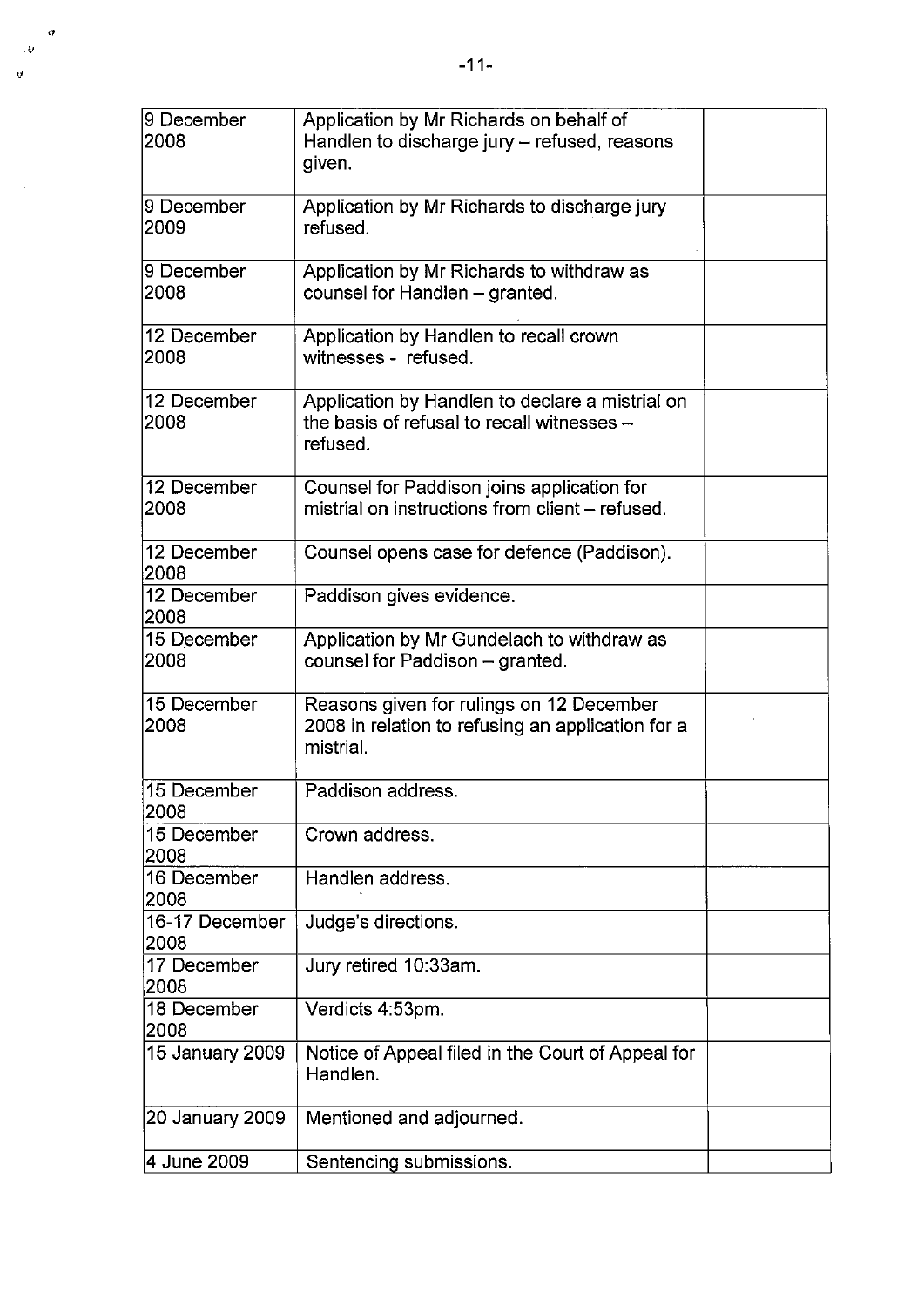| | | |
|---|---|---|
| 9 December 2008 | Application by Mr Richards on behalf of Handlen to discharge jury – refused, reasons given. | |
| 9 December 2009 | Application by Mr Richards to discharge jury refused. | |
| 9 December 2008 | Application by Mr Richards to withdraw as counsel for Handlen – granted. | |
| 12 December 2008 | Application by Handlen to recall crown witnesses - refused. | |
| 12 December 2008 | Application by Handlen to declare a mistrial on the basis of refusal to recall witnesses – refused. | |
| 12 December 2008 | Counsel for Paddison joins application for mistrial on instructions from client – refused. | |
| 12 December 2008 | Counsel opens case for defence (Paddison). | |
| 12 December 2008 | Paddison gives evidence. | |
| 15 December 2008 | Application by Mr Gundelach to withdraw as counsel for Paddison – granted. | |
| 15 December 2008 | Reasons given for rulings on 12 December 2008 in relation to refusing an application for a mistrial. | |
| 15 December 2008 | Paddison address. | |
| 15 December 2008 | Crown address. | |
| 16 December 2008 | Handlen address. | |
| 16-17 December 2008 | Judge's directions. | |
| 17 December 2008 | Jury retired 10:33am. | |
| 18 December 2008 | Verdicts 4:53pm. | |
| 15 January 2009 | Notice of Appeal filed in the Court of Appeal for Handlen. | |
| 20 January 2009 | Mentioned and adjourned. | |
| 4 June 2009 | Sentencing submissions. | |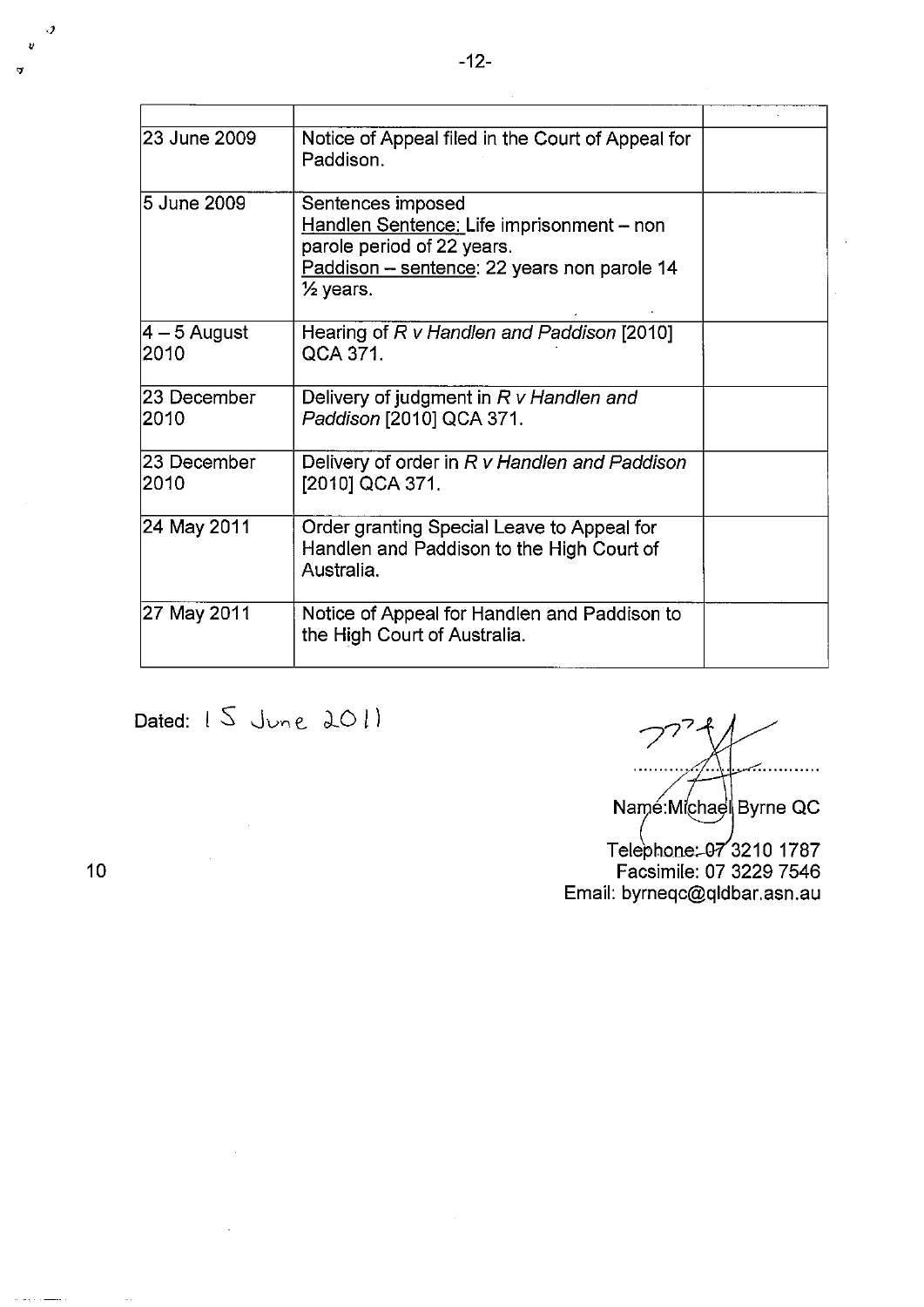| | | |
|---|---|---|
| 23 June 2009 | Notice of Appeal filed in the Court of Appeal for Paddison. | |
| 5 June 2009 | Sentences imposed<br>Handlen Sentence: Life imprisonment – non parole period of 22 years.<br>Paddison – sentence: 22 years non parole 14 ½ years. | |
| 4 – 5 August 2010 | Hearing of *R v Handlen and Paddison* [2010] QCA 371. | |
| 23 December 2010 | Delivery of judgment in *R v Handlen and Paddison* [2010] QCA 371. | |
| 23 December 2010 | Delivery of order in *R v Handlen and Paddison* [2010] QCA 371. | |
| 24 May 2011 | Order granting Special Leave to Appeal for Handlen and Paddison to the High Court of Australia. | |
| 27 May 2011 | Notice of Appeal for Handlen and Paddison to the High Court of Australia. | |

Dated: 15 June 2011

Name: Michael Byrne QC

Telephone: 07 3210 1787
Facsimile: 07 3229 7546
Email: byrneqc@qldbar.asn.au